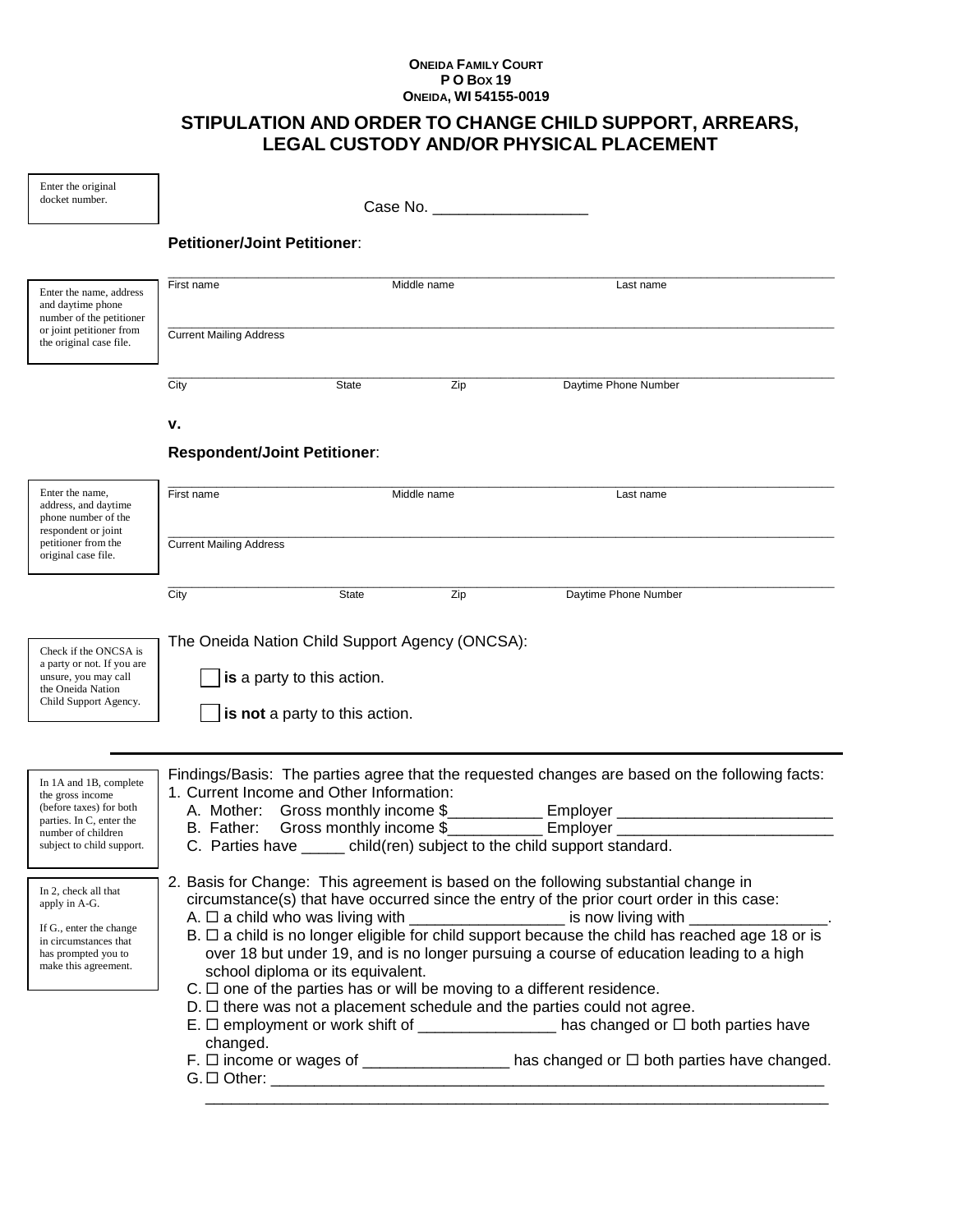**ONEIDA FAMILY COURT**
**P O BOX 19**
**ONEIDA, WI 54155-0019**

# STIPULATION AND ORDER TO CHANGE CHILD SUPPORT, ARREARS, LEGAL CUSTODY AND/OR PHYSICAL PLACEMENT

Enter the original docket number.

Case No. ___________________

**Petitioner/Joint Petitioner**:

Enter the name, address and daytime phone number of the petitioner or joint petitioner from the original case file.

_______________________________________________________________
First name                Middle name                Last name

_______________________________________________________________
Current Mailing Address

_______________________________________________________________
City                State                Zip                Daytime Phone Number

**v.**

**Respondent/Joint Petitioner**:

Enter the name, address, and daytime phone number of the respondent or joint petitioner from the original case file.

_______________________________________________________________
First name                Middle name                Last name

_______________________________________________________________
Current Mailing Address

_______________________________________________________________
City                State                Zip                Daytime Phone Number

Check if the ONCSA is a party or not. If you are unsure, you may call the Oneida Nation Child Support Agency.

The Oneida Nation Child Support Agency (ONCSA):

☐ **is** a party to this action.

☐ **is not** a party to this action.

---

In 1A and 1B, complete the gross income (before taxes) for both parties. In C, enter the number of children subject to child support.

Findings/Basis: The parties agree that the requested changes are based on the following facts:

1. Current Income and Other Information:
   - A. Mother: Gross monthly income $___________ Employer _________________________
   - B. Father: Gross monthly income $___________ Employer _________________________
   - C. Parties have _____ child(ren) subject to the child support standard.

In 2, check all that apply in A-G.

If G., enter the change in circumstances that has prompted you to make this agreement.

2. Basis for Change: This agreement is based on the following substantial change in circumstance(s) that have occurred since the entry of the prior court order in this case:
   - A. ☐ a child who was living with _________________ is now living with ________________.
   - B. ☐ a child is no longer eligible for child support because the child has reached age 18 or is over 18 but under 19, and is no longer pursuing a course of education leading to a high school diploma or its equivalent.
   - C. ☐ one of the parties has or will be moving to a different residence.
   - D. ☐ there was not a placement schedule and the parties could not agree.
   - E. ☐ employment or work shift of ________________ has changed or ☐ both parties have changed.
   - F. ☐ income or wages of _________________ has changed or ☐ both parties have changed.
   - G. ☐ Other: ____________________________________________________________________
     ________________________________________________________________________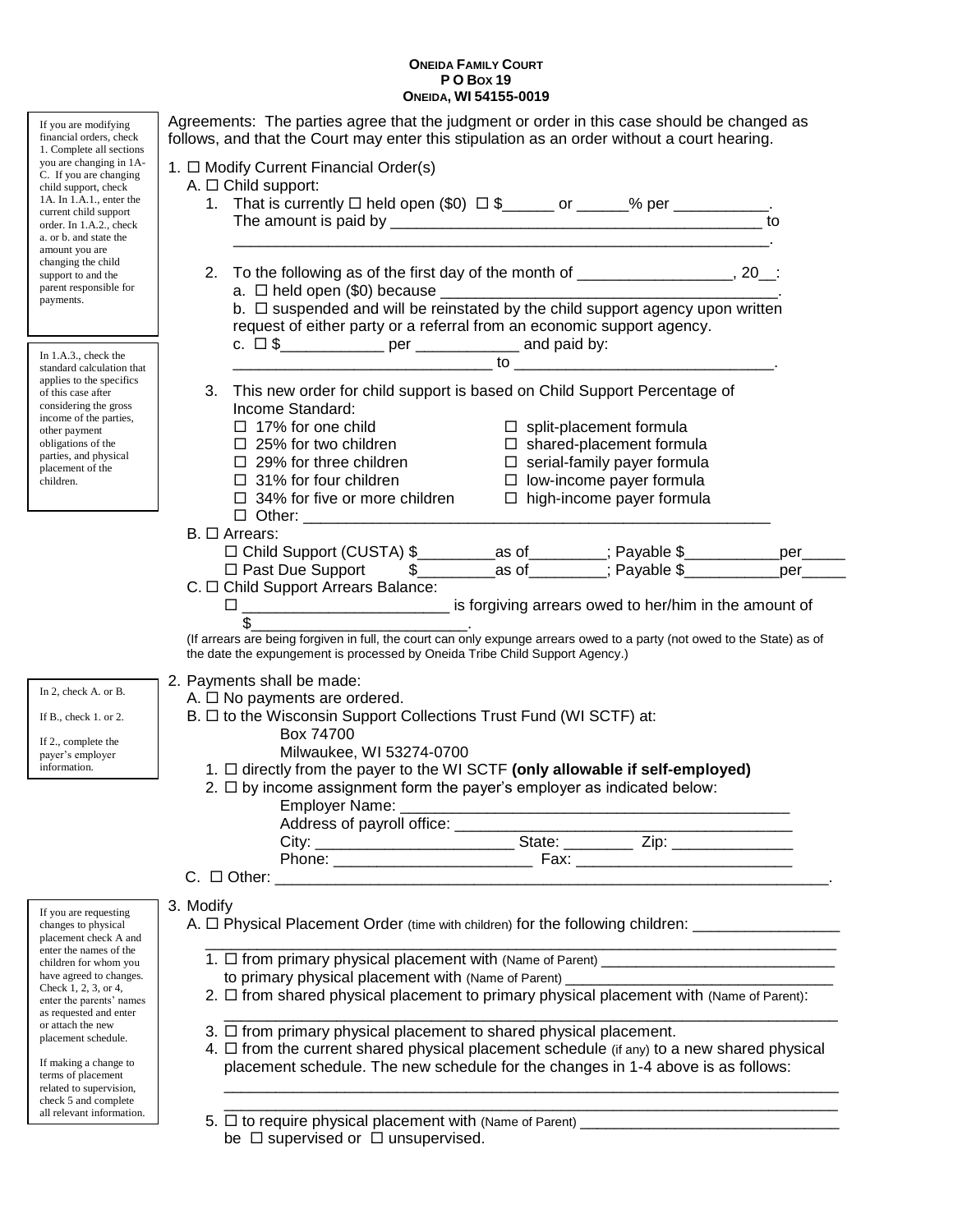**ONEIDA FAMILY COURT**
**P O BOX 19**
**ONEIDA, WI 54155-0019**

> If you are modifying financial orders, check 1. Complete all sections you are changing in 1A-C. If you are changing child support, check 1A. In 1.A.1., enter the current child support order. In 1.A.2., check a. or b. and state the amount you are changing the child support to and the parent responsible for payments.

> In 1.A.3., check the standard calculation that applies to the specifics of this case after considering the gross income of the parties, other payment obligations of the parties, and physical placement of the children.

Agreements: The parties agree that the judgment or order in this case should be changed as follows, and that the Court may enter this stipulation as an order without a court hearing.

1. ☐ Modify Current Financial Order(s)
   A. ☐ Child support:
      1. That is currently ☐ held open ($0) ☐ $______ or ______% per ___________. The amount is paid by __________________________________________ to ______________________________________________________________.
      2. To the following as of the first day of the month of __________________, 20__:
         a. ☐ held open ($0) because _______________________________________.
         b. ☐ suspended and will be reinstated by the child support agency upon written request of either party or a referral from an economic support agency.
         c. ☐ $____________ per ____________ and paid by: ______________________________ to ______________________________.
      3. This new order for child support is based on Child Support Percentage of Income Standard:
         - ☐ 17% for one child
         - ☐ 25% for two children
         - ☐ 29% for three children
         - ☐ 31% for four children
         - ☐ 34% for five or more children
         - ☐ split-placement formula
         - ☐ shared-placement formula
         - ☐ serial-family payer formula
         - ☐ low-income payer formula
         - ☐ high-income payer formula
         - ☐ Other: ______________________________________________________
   B. ☐ Arrears:
      - ☐ Child Support (CUSTA) $_________as of_________; Payable $___________per_____
      - ☐ Past Due Support $_________as of_________; Payable $___________per_____
   C. ☐ Child Support Arrears Balance:
      - ☐ ________________________ is forgiving arrears owed to her/him in the amount of $_________________________.

   (If arrears are being forgiven in full, the court can only expunge arrears owed to a party (not owed to the State) as of the date the expungement is processed by Oneida Tribe Child Support Agency.)

> In 2, check A. or B.
>
> If B., check 1. or 2.
>
> If 2., complete the payer's employer information.

2. Payments shall be made:
   A. ☐ No payments are ordered.
   B. ☐ to the Wisconsin Support Collections Trust Fund (WI SCTF) at:
      Box 74700
      Milwaukee, WI 53274-0700
      1. ☐ directly from the payer to the WI SCTF **(only allowable if self-employed)**
      2. ☐ by income assignment form the payer's employer as indicated below:
         Employer Name: ____________________________________________
         Address of payroll office: ____________________________________________
         City: _______________________ State: ________ Zip: ______________
         Phone: _______________________ Fax: _________________________
   C. ☐ Other: _________________________________________________________________.

> If you are requesting changes to physical placement check A and enter the names of the children for whom you have agreed to changes. Check 1, 2, 3, or 4, enter the parents' names as requested and enter or attach the new placement schedule.
>
> If making a change to terms of placement related to supervision, check 5 and complete all relevant information.

3. Modify
   A. ☐ Physical Placement Order (time with children) for the following children: _________________ ______________________________________________________________________
      1. ☐ from primary physical placement with (Name of Parent) ___________________________ to primary physical placement with (Name of Parent) _______________________________
      2. ☐ from shared physical placement to primary physical placement with (Name of Parent): ______________________________________________________________________
      3. ☐ from primary physical placement to shared physical placement.
      4. ☐ from the current shared physical placement schedule (if any) to a new shared physical placement schedule. The new schedule for the changes in 1-4 above is as follows: ______________________________________________________________________ ______________________________________________________________________
      5. ☐ to require physical placement with (Name of Parent) _______________________________ be ☐ supervised or ☐ unsupervised.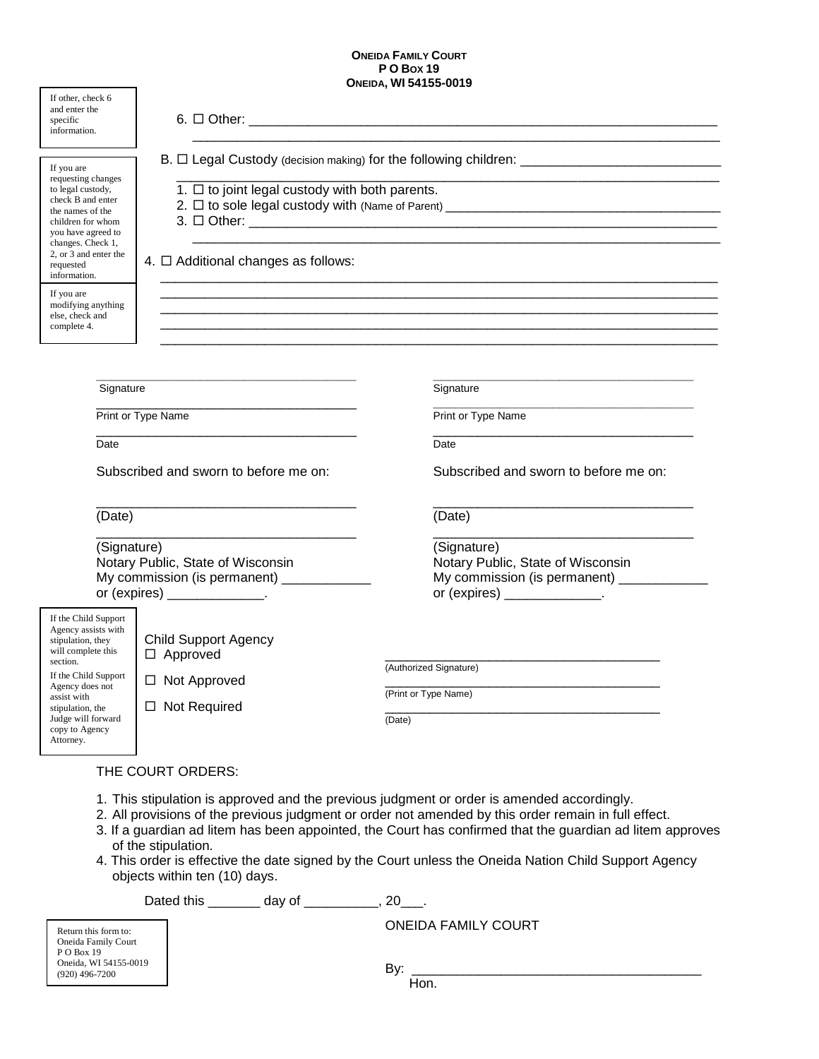**ONEIDA FAMILY COURT**
**P O BOX 19**
**ONEIDA, WI 54155-0019**

> If other, check 6 and enter the specific information.

6. ☐ Other: ____________________________________________________________
________________________________________________________________________

> If you are requesting changes to legal custody, check B and enter the names of the children for whom you have agreed to changes. Check 1, 2, or 3 and enter the requested information.

B. ☐ Legal Custody (decision making) for the following children: ___________________________
________________________________________________________________________

1. ☐ to joint legal custody with both parents.
2. ☐ to sole legal custody with (Name of Parent) _______________________________________
3. ☐ Other: ____________________________________________________________
________________________________________________________________________

> If you are modifying anything else, check and complete 4.

4. ☐ Additional changes as follows:
________________________________________________________________________
________________________________________________________________________
________________________________________________________________________
________________________________________________________________________
________________________________________________________________________

| | |
|---|---|
| ____________________________________ | ____________________________________ |
| Signature | Signature |
| ____________________________________ | ____________________________________ |
| Print or Type Name | Print or Type Name |
| ____________________________________ | ____________________________________ |
| Date | Date |
| Subscribed and sworn to before me on: | Subscribed and sworn to before me on: |
| ____________________________________ | ____________________________________ |
| (Date) | (Date) |
| ____________________________________ | ____________________________________ |
| (Signature) | (Signature) |
| Notary Public, State of Wisconsin | Notary Public, State of Wisconsin |
| My commission (is permanent) ____________ | My commission (is permanent) ____________ |
| or (expires) _____________. | or (expires) _____________. |

> If the Child Support Agency assists with stipulation, they will complete this section.
> If the Child Support Agency does not assist with stipulation, the Judge will forward copy to Agency Attorney.

Child Support Agency
☐ Approved
☐ Not Approved
☐ Not Required

____________________________________
(Authorized Signature)
____________________________________
(Print or Type Name)
____________________________________
(Date)

THE COURT ORDERS:

1. This stipulation is approved and the previous judgment or order is amended accordingly.
2. All provisions of the previous judgment or order not amended by this order remain in full effect.
3. If a guardian ad litem has been appointed, the Court has confirmed that the guardian ad litem approves of the stipulation.
4. This order is effective the date signed by the Court unless the Oneida Nation Child Support Agency objects within ten (10) days.

Dated this _______ day of __________, 20___.

ONEIDA FAMILY COURT

By: ____________________________________
Hon.

> Return this form to:
> Oneida Family Court
> P O Box 19
> Oneida, WI 54155-0019
> (920) 496-7200